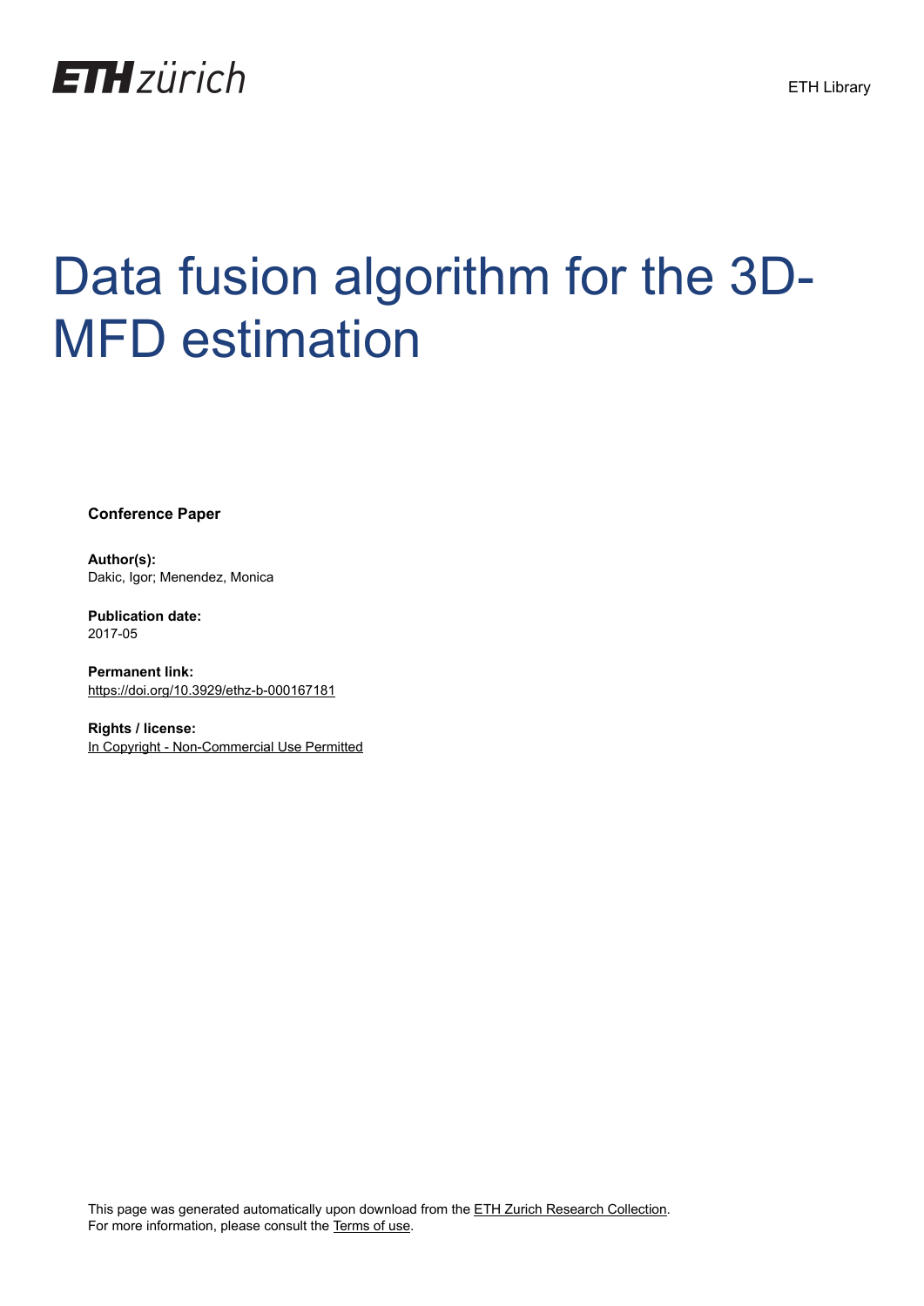ETH zürich

ETH Library

# Data fusion algorithm for the 3D-MFD estimation

**Conference Paper**

**Author(s):**
Dakic, Igor; Menendez, Monica

**Publication date:**
2017-05

**Permanent link:**
https://doi.org/10.3929/ethz-b-000167181

**Rights / license:**
In Copyright - Non-Commercial Use Permitted

This page was generated automatically upon download from the ETH Zurich Research Collection.
For more information, please consult the Terms of use.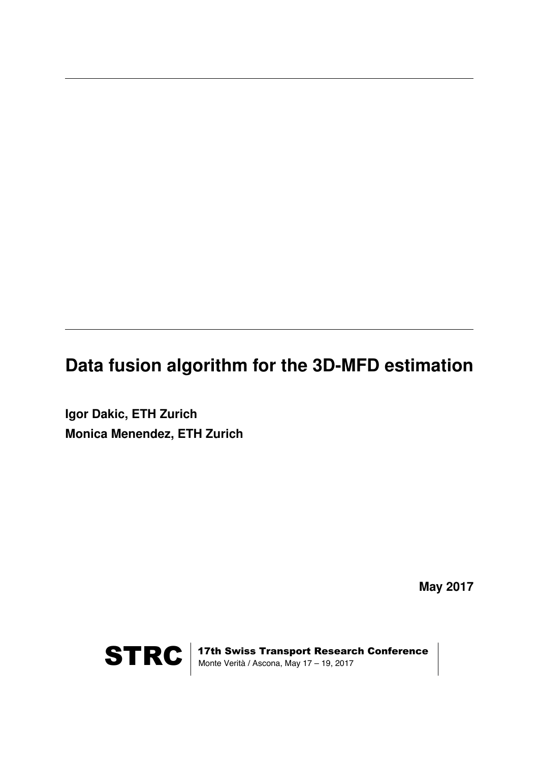# Data fusion algorithm for the 3D-MFD estimation

**Igor Dakic, ETH Zurich**
**Monica Menendez, ETH Zurich**

**May 2017**

**STRC** | **17th Swiss Transport Research Conference**
Monte Verità / Ascona, May 17 – 19, 2017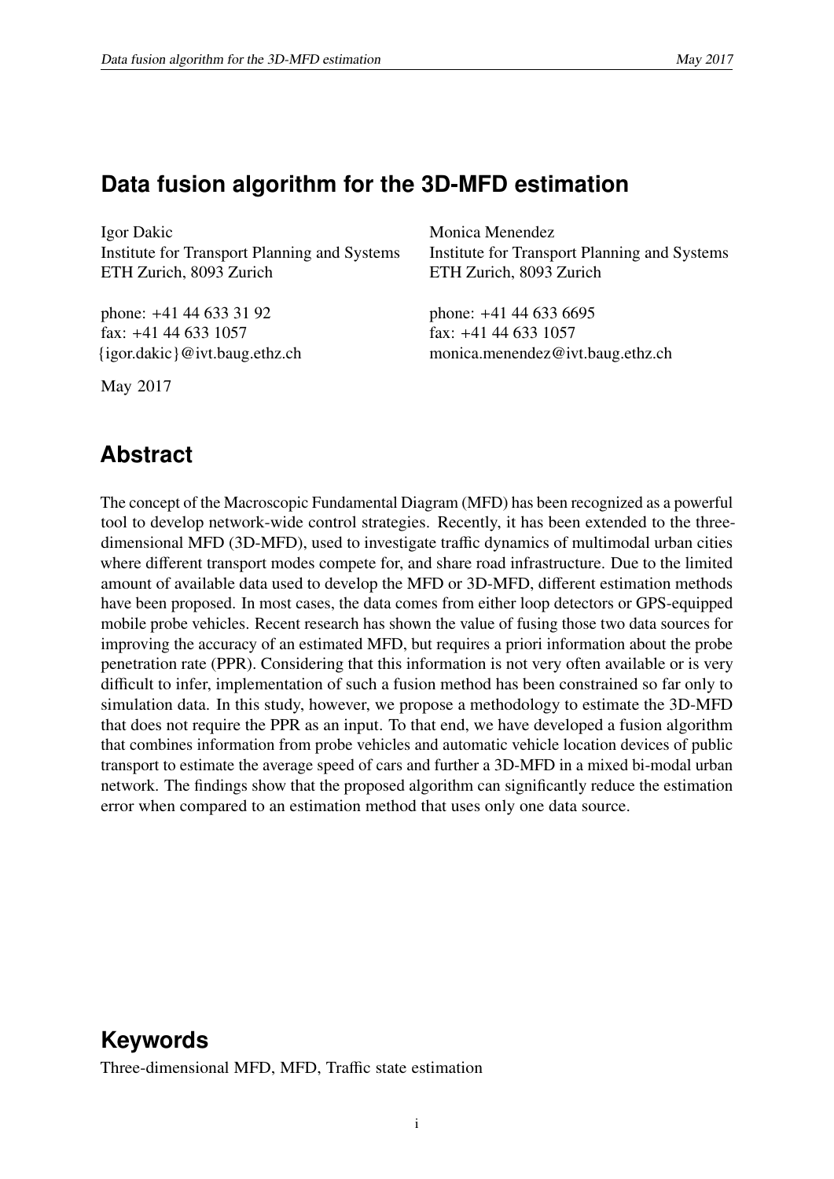## Data fusion algorithm for the 3D-MFD estimation

Igor Dakic
Institute for Transport Planning and Systems
ETH Zurich, 8093 Zurich

phone: +41 44 633 31 92
fax: +41 44 633 1057
{igor.dakic}@ivt.baug.ethz.ch

Monica Menendez
Institute for Transport Planning and Systems
ETH Zurich, 8093 Zurich

phone: +41 44 633 6695
fax: +41 44 633 1057
monica.menendez@ivt.baug.ethz.ch

May 2017

## Abstract

The concept of the Macroscopic Fundamental Diagram (MFD) has been recognized as a powerful tool to develop network-wide control strategies. Recently, it has been extended to the three-dimensional MFD (3D-MFD), used to investigate traffic dynamics of multimodal urban cities where different transport modes compete for, and share road infrastructure. Due to the limited amount of available data used to develop the MFD or 3D-MFD, different estimation methods have been proposed. In most cases, the data comes from either loop detectors or GPS-equipped mobile probe vehicles. Recent research has shown the value of fusing those two data sources for improving the accuracy of an estimated MFD, but requires a priori information about the probe penetration rate (PPR). Considering that this information is not very often available or is very difficult to infer, implementation of such a fusion method has been constrained so far only to simulation data. In this study, however, we propose a methodology to estimate the 3D-MFD that does not require the PPR as an input. To that end, we have developed a fusion algorithm that combines information from probe vehicles and automatic vehicle location devices of public transport to estimate the average speed of cars and further a 3D-MFD in a mixed bi-modal urban network. The findings show that the proposed algorithm can significantly reduce the estimation error when compared to an estimation method that uses only one data source.

## Keywords

Three-dimensional MFD, MFD, Traffic state estimation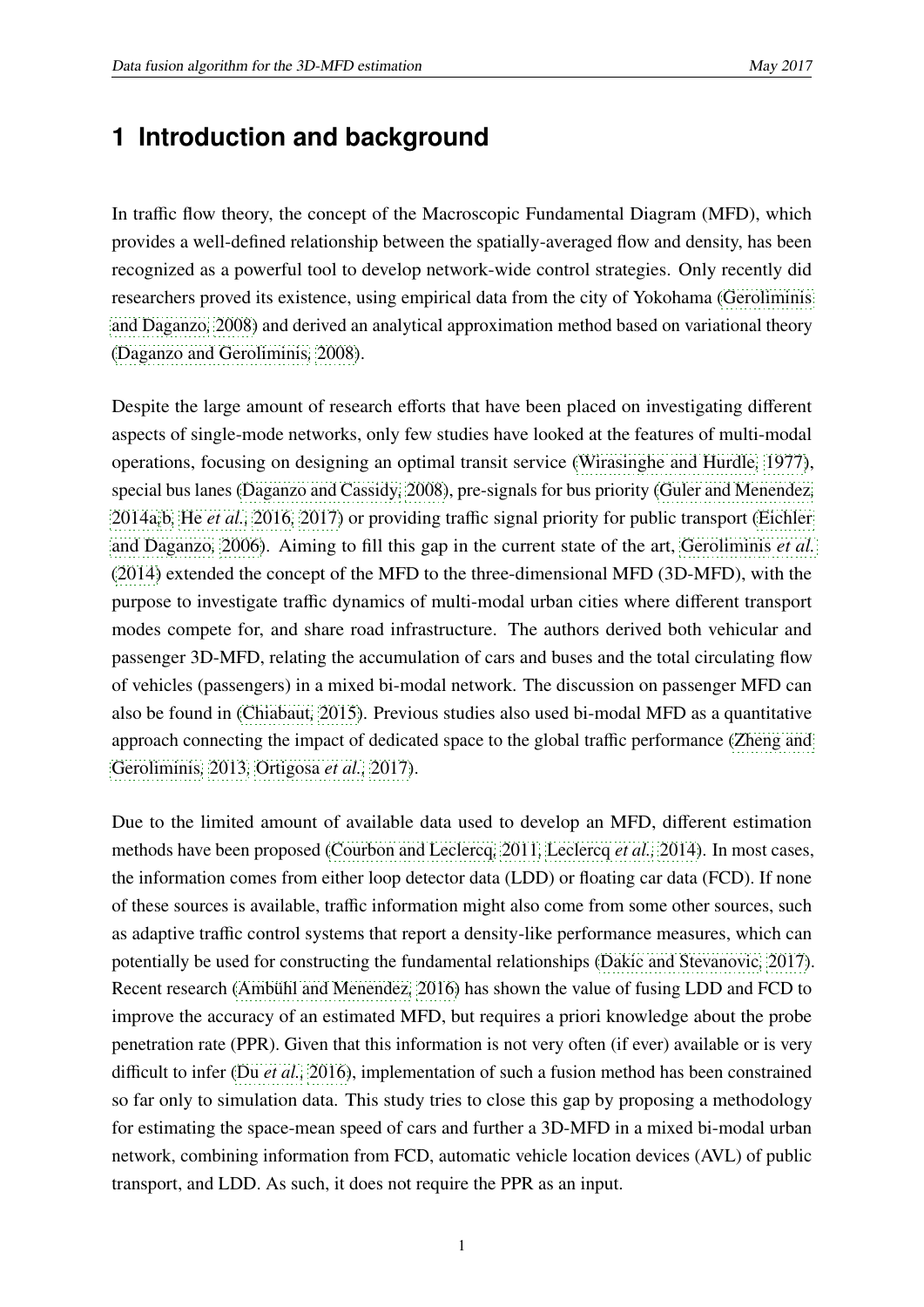# 1 Introduction and background

In traffic flow theory, the concept of the Macroscopic Fundamental Diagram (MFD), which provides a well-defined relationship between the spatially-averaged flow and density, has been recognized as a powerful tool to develop network-wide control strategies. Only recently did researchers proved its existence, using empirical data from the city of Yokohama (Geroliminis and Daganzo, 2008) and derived an analytical approximation method based on variational theory (Daganzo and Geroliminis, 2008).

Despite the large amount of research efforts that have been placed on investigating different aspects of single-mode networks, only few studies have looked at the features of multi-modal operations, focusing on designing an optimal transit service (Wirasinghe and Hurdle, 1977), special bus lanes (Daganzo and Cassidy, 2008), pre-signals for bus priority (Guler and Menendez, 2014a,b; He *et al.*, 2016, 2017) or providing traffic signal priority for public transport (Eichler and Daganzo, 2006). Aiming to fill this gap in the current state of the art, Geroliminis *et al.* (2014) extended the concept of the MFD to the three-dimensional MFD (3D-MFD), with the purpose to investigate traffic dynamics of multi-modal urban cities where different transport modes compete for, and share road infrastructure. The authors derived both vehicular and passenger 3D-MFD, relating the accumulation of cars and buses and the total circulating flow of vehicles (passengers) in a mixed bi-modal network. The discussion on passenger MFD can also be found in (Chiabaut, 2015). Previous studies also used bi-modal MFD as a quantitative approach connecting the impact of dedicated space to the global traffic performance (Zheng and Geroliminis, 2013; Ortigosa *et al.*, 2017).

Due to the limited amount of available data used to develop an MFD, different estimation methods have been proposed (Courbon and Leclercq, 2011; Leclercq *et al.*, 2014). In most cases, the information comes from either loop detector data (LDD) or floating car data (FCD). If none of these sources is available, traffic information might also come from some other sources, such as adaptive traffic control systems that report a density-like performance measures, which can potentially be used for constructing the fundamental relationships (Dakic and Stevanovic, 2017). Recent research (Ambühl and Menendez, 2016) has shown the value of fusing LDD and FCD to improve the accuracy of an estimated MFD, but requires a priori knowledge about the probe penetration rate (PPR). Given that this information is not very often (if ever) available or is very difficult to infer (Du *et al.*, 2016), implementation of such a fusion method has been constrained so far only to simulation data. This study tries to close this gap by proposing a methodology for estimating the space-mean speed of cars and further a 3D-MFD in a mixed bi-modal urban network, combining information from FCD, automatic vehicle location devices (AVL) of public transport, and LDD. As such, it does not require the PPR as an input.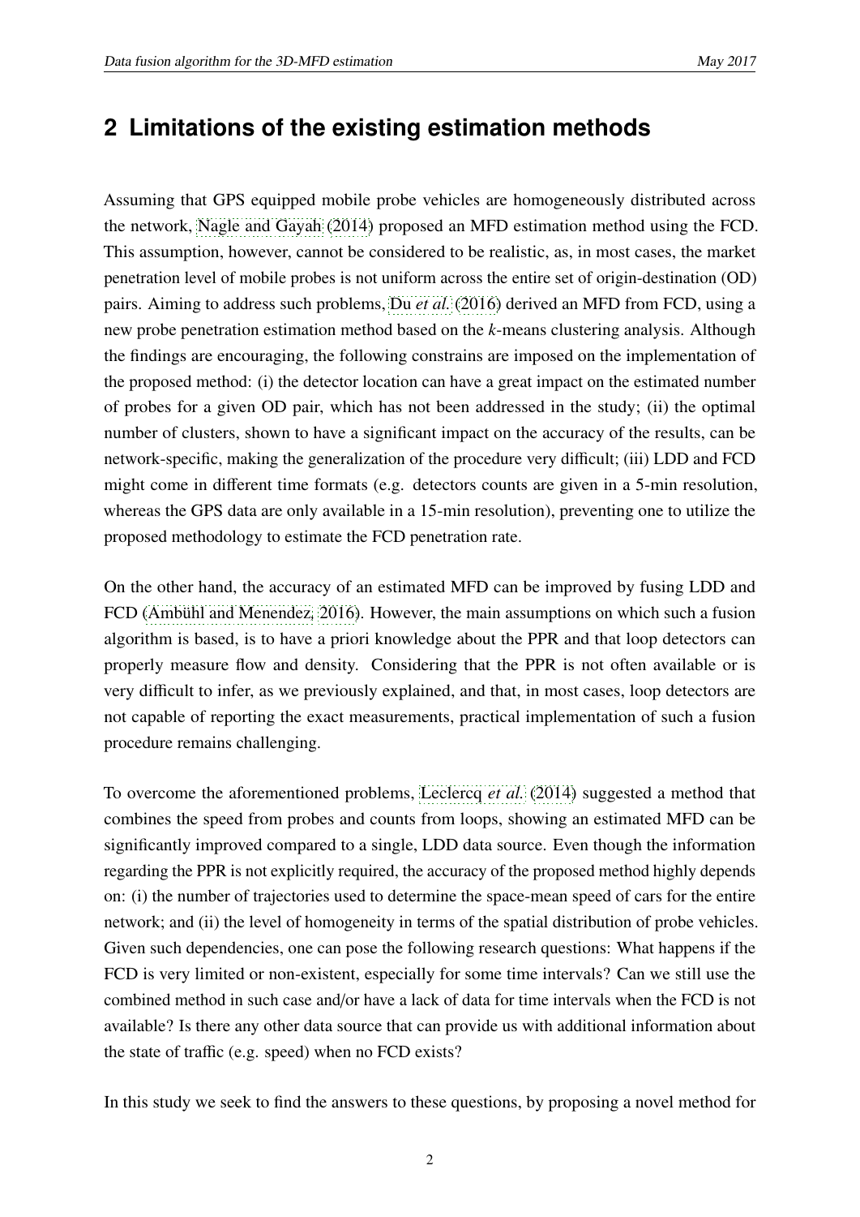## 2 Limitations of the existing estimation methods

Assuming that GPS equipped mobile probe vehicles are homogeneously distributed across the network, Nagle and Gayah (2014) proposed an MFD estimation method using the FCD. This assumption, however, cannot be considered to be realistic, as, in most cases, the market penetration level of mobile probes is not uniform across the entire set of origin-destination (OD) pairs. Aiming to address such problems, Du *et al.* (2016) derived an MFD from FCD, using a new probe penetration estimation method based on the *k*-means clustering analysis. Although the findings are encouraging, the following constrains are imposed on the implementation of the proposed method: (i) the detector location can have a great impact on the estimated number of probes for a given OD pair, which has not been addressed in the study; (ii) the optimal number of clusters, shown to have a significant impact on the accuracy of the results, can be network-specific, making the generalization of the procedure very difficult; (iii) LDD and FCD might come in different time formats (e.g. detectors counts are given in a 5-min resolution, whereas the GPS data are only available in a 15-min resolution), preventing one to utilize the proposed methodology to estimate the FCD penetration rate.

On the other hand, the accuracy of an estimated MFD can be improved by fusing LDD and FCD (Ambühl and Menendez, 2016). However, the main assumptions on which such a fusion algorithm is based, is to have a priori knowledge about the PPR and that loop detectors can properly measure flow and density. Considering that the PPR is not often available or is very difficult to infer, as we previously explained, and that, in most cases, loop detectors are not capable of reporting the exact measurements, practical implementation of such a fusion procedure remains challenging.

To overcome the aforementioned problems, Leclercq *et al.* (2014) suggested a method that combines the speed from probes and counts from loops, showing an estimated MFD can be significantly improved compared to a single, LDD data source. Even though the information regarding the PPR is not explicitly required, the accuracy of the proposed method highly depends on: (i) the number of trajectories used to determine the space-mean speed of cars for the entire network; and (ii) the level of homogeneity in terms of the spatial distribution of probe vehicles. Given such dependencies, one can pose the following research questions: What happens if the FCD is very limited or non-existent, especially for some time intervals? Can we still use the combined method in such case and/or have a lack of data for time intervals when the FCD is not available? Is there any other data source that can provide us with additional information about the state of traffic (e.g. speed) when no FCD exists?

In this study we seek to find the answers to these questions, by proposing a novel method for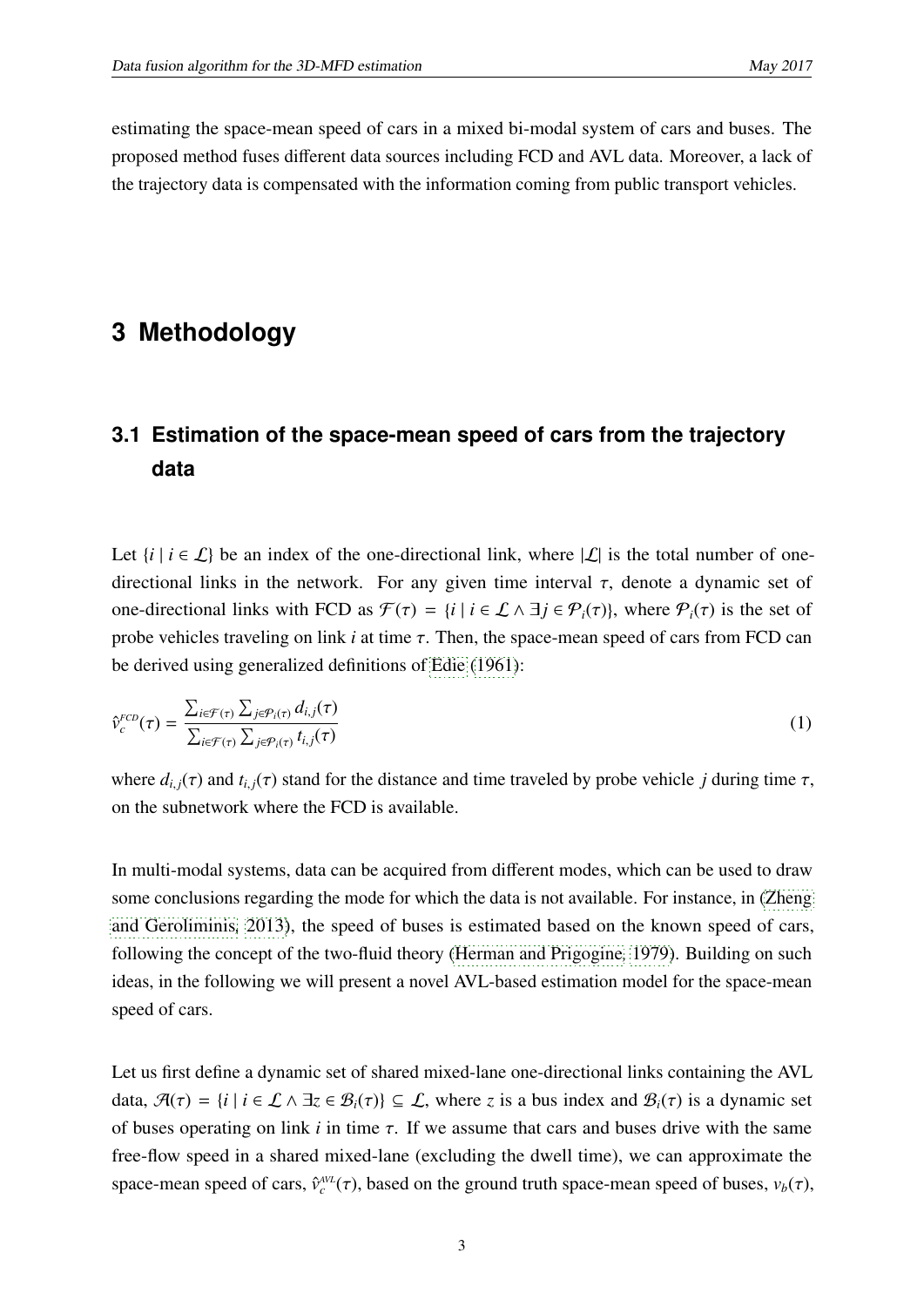estimating the space-mean speed of cars in a mixed bi-modal system of cars and buses. The proposed method fuses different data sources including FCD and AVL data. Moreover, a lack of the trajectory data is compensated with the information coming from public transport vehicles.

# 3 Methodology

## 3.1 Estimation of the space-mean speed of cars from the trajectory data

Let $\{i \mid i \in \mathcal{L}\}$ be an index of the one-directional link, where $|\mathcal{L}|$ is the total number of one-directional links in the network. For any given time interval $\tau$, denote a dynamic set of one-directional links with FCD as $\mathcal{F}(\tau) = \{i \mid i \in \mathcal{L} \wedge \exists j \in \mathcal{P}_i(\tau)\}$, where $\mathcal{P}_i(\tau)$ is the set of probe vehicles traveling on link $i$ at time $\tau$. Then, the space-mean speed of cars from FCD can be derived using generalized definitions of Edie (1961):

$$\hat{v}_c^{FCD}(\tau) = \frac{\sum_{i \in \mathcal{F}(\tau)} \sum_{j \in \mathcal{P}_i(\tau)} d_{i,j}(\tau)}{\sum_{i \in \mathcal{F}(\tau)} \sum_{j \in \mathcal{P}_i(\tau)} t_{i,j}(\tau)} \tag{1}$$

where $d_{i,j}(\tau)$ and $t_{i,j}(\tau)$ stand for the distance and time traveled by probe vehicle $j$ during time $\tau$, on the subnetwork where the FCD is available.

In multi-modal systems, data can be acquired from different modes, which can be used to draw some conclusions regarding the mode for which the data is not available. For instance, in (Zheng and Geroliminis, 2013), the speed of buses is estimated based on the known speed of cars, following the concept of the two-fluid theory (Herman and Prigogine, 1979). Building on such ideas, in the following we will present a novel AVL-based estimation model for the space-mean speed of cars.

Let us first define a dynamic set of shared mixed-lane one-directional links containing the AVL data, $\mathcal{A}(\tau) = \{i \mid i \in \mathcal{L} \wedge \exists z \in \mathcal{B}_i(\tau)\} \subseteq \mathcal{L}$, where $z$ is a bus index and $\mathcal{B}_i(\tau)$ is a dynamic set of buses operating on link $i$ in time $\tau$. If we assume that cars and buses drive with the same free-flow speed in a shared mixed-lane (excluding the dwell time), we can approximate the space-mean speed of cars, $\hat{v}_c^{AVL}(\tau)$, based on the ground truth space-mean speed of buses, $v_b(\tau)$,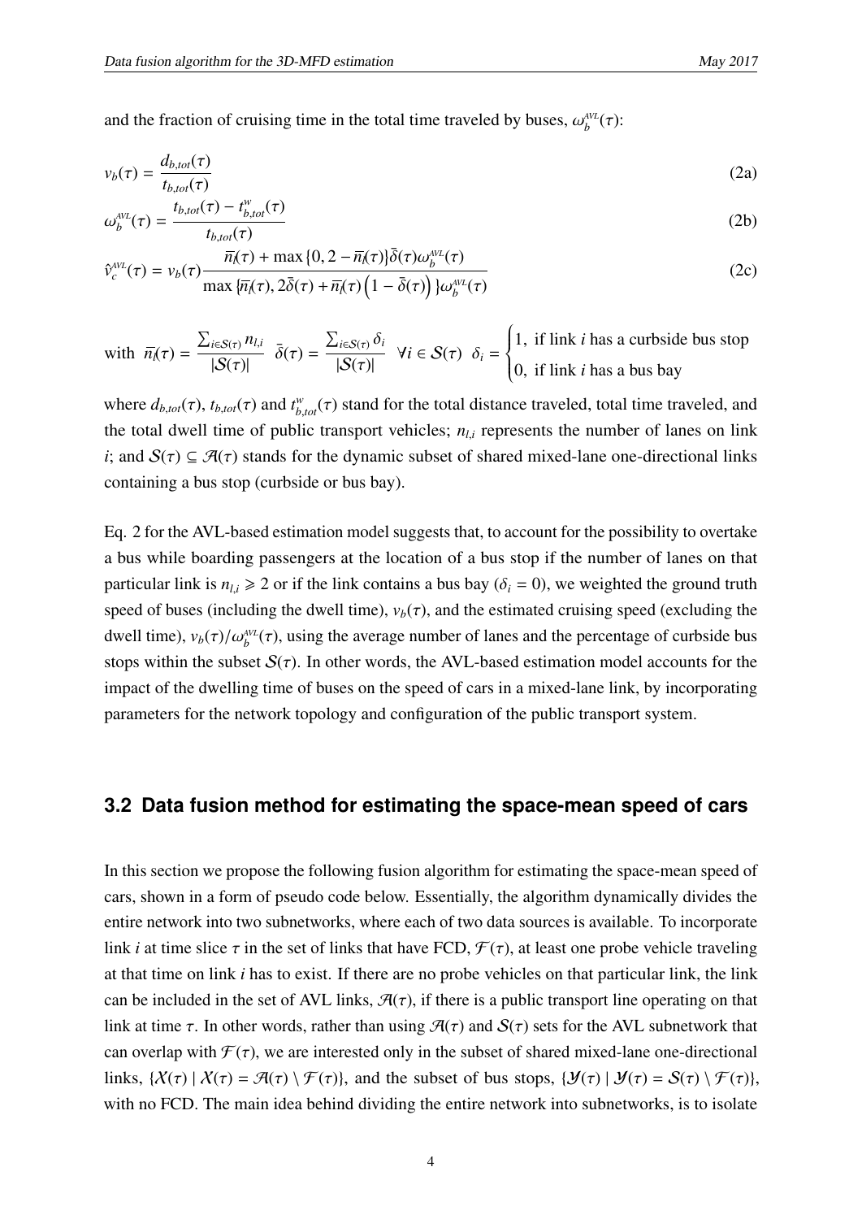and the fraction of cruising time in the total time traveled by buses, $\omega_b^{AVL}(\tau)$:

$$v_b(\tau) = \frac{d_{b,tot}(\tau)}{t_{b,tot}(\tau)} \tag{2a}$$

$$\omega_b^{AVL}(\tau) = \frac{t_{b,tot}(\tau) - t_{b,tot}^{w}(\tau)}{t_{b,tot}(\tau)} \tag{2b}$$

$$\hat{v}_c^{AVL}(\tau) = v_b(\tau) \frac{\overline{n}_l(\tau) + \max\{0, 2 - \overline{n}_l(\tau)\}\bar{\delta}(\tau)\omega_b^{AVL}(\tau)}{\max\{\overline{n}_l(\tau), 2\bar{\delta}(\tau) + \overline{n}_l(\tau)\left(1 - \bar{\delta}(\tau)\right)\}\omega_b^{AVL}(\tau)} \tag{2c}$$

$$\text{with } \ \overline{n}_l(\tau) = \frac{\sum_{i \in \mathcal{S}(\tau)} n_{l,i}}{|\mathcal{S}(\tau)|} \ \ \bar{\delta}(\tau) = \frac{\sum_{i \in \mathcal{S}(\tau)} \delta_i}{|\mathcal{S}(\tau)|} \ \ \forall i \in \mathcal{S}(\tau) \ \ \delta_i = \begin{cases} 1, & \text{if link } i \text{ has a curbside bus stop} \\ 0, & \text{if link } i \text{ has a bus bay} \end{cases}$$

where $d_{b,tot}(\tau)$, $t_{b,tot}(\tau)$ and $t_{b,tot}^{w}(\tau)$ stand for the total distance traveled, total time traveled, and the total dwell time of public transport vehicles; $n_{l,i}$ represents the number of lanes on link $i$; and $\mathcal{S}(\tau) \subseteq \mathcal{A}(\tau)$ stands for the dynamic subset of shared mixed-lane one-directional links containing a bus stop (curbside or bus bay).

Eq. 2 for the AVL-based estimation model suggests that, to account for the possibility to overtake a bus while boarding passengers at the location of a bus stop if the number of lanes on that particular link is $n_{l,i} \geqslant 2$ or if the link contains a bus bay ($\delta_i = 0$), we weighted the ground truth speed of buses (including the dwell time), $v_b(\tau)$, and the estimated cruising speed (excluding the dwell time), $v_b(\tau)/\omega_b^{AVL}(\tau)$, using the average number of lanes and the percentage of curbside bus stops within the subset $\mathcal{S}(\tau)$. In other words, the AVL-based estimation model accounts for the impact of the dwelling time of buses on the speed of cars in a mixed-lane link, by incorporating parameters for the network topology and configuration of the public transport system.

### 3.2 Data fusion method for estimating the space-mean speed of cars

In this section we propose the following fusion algorithm for estimating the space-mean speed of cars, shown in a form of pseudo code below. Essentially, the algorithm dynamically divides the entire network into two subnetworks, where each of two data sources is available. To incorporate link $i$ at time slice $\tau$ in the set of links that have FCD, $\mathcal{F}(\tau)$, at least one probe vehicle traveling at that time on link $i$ has to exist. If there are no probe vehicles on that particular link, the link can be included in the set of AVL links, $\mathcal{A}(\tau)$, if there is a public transport line operating on that link at time $\tau$. In other words, rather than using $\mathcal{A}(\tau)$ and $\mathcal{S}(\tau)$ sets for the AVL subnetwork that can overlap with $\mathcal{F}(\tau)$, we are interested only in the subset of shared mixed-lane one-directional links, $\{\mathcal{X}(\tau) \mid \mathcal{X}(\tau) = \mathcal{A}(\tau) \setminus \mathcal{F}(\tau)\}$, and the subset of bus stops, $\{\mathcal{Y}(\tau) \mid \mathcal{Y}(\tau) = \mathcal{S}(\tau) \setminus \mathcal{F}(\tau)\}$, with no FCD. The main idea behind dividing the entire network into subnetworks, is to isolate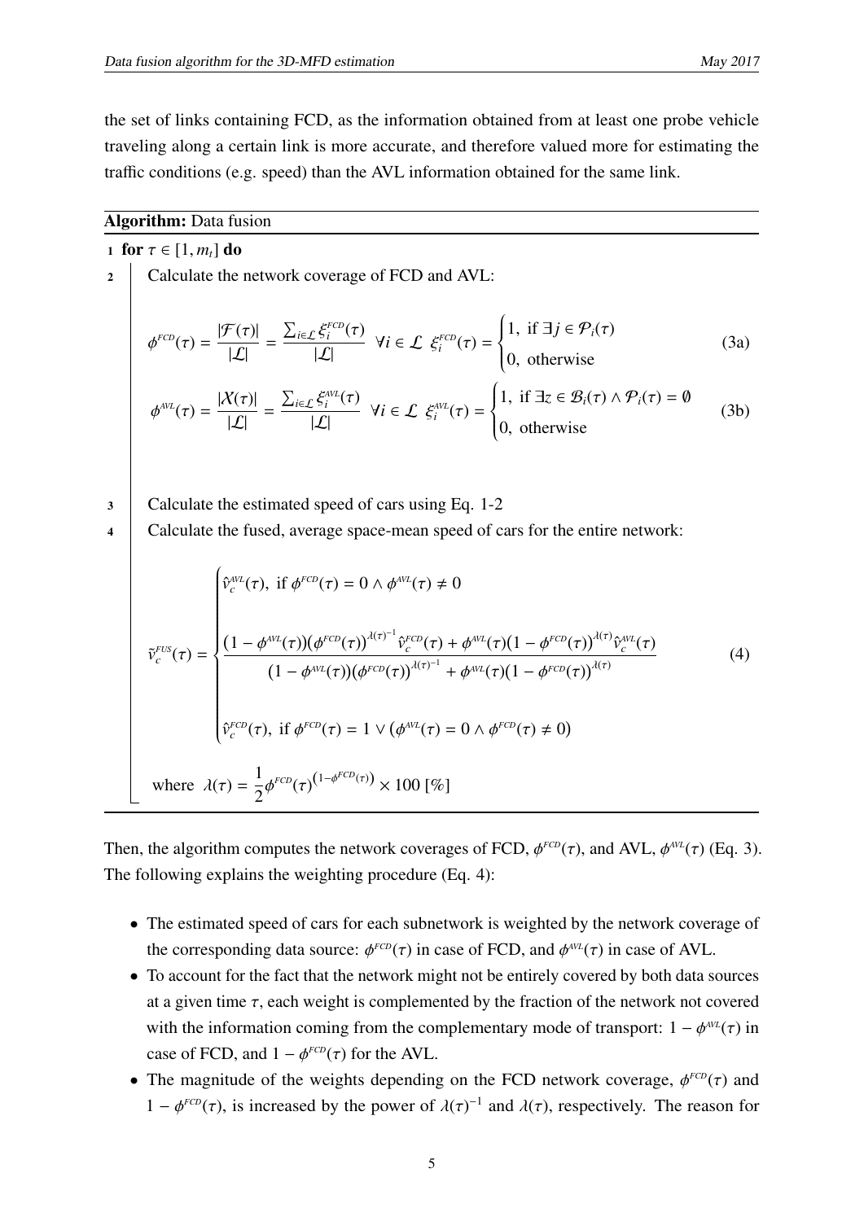the set of links containing FCD, as the information obtained from at least one probe vehicle traveling along a certain link is more accurate, and therefore valued more for estimating the traffic conditions (e.g. speed) than the AVL information obtained for the same link.

**Algorithm:** Data fusion

**1** **for** $\tau \in [1, m_t]$ **do**

**2** Calculate the network coverage of FCD and AVL:

$$\phi^{FCD}(\tau) = \frac{|\mathcal{F}(\tau)|}{|\mathcal{L}|} = \frac{\sum_{i \in \mathcal{L}} \xi_i^{FCD}(\tau)}{|\mathcal{L}|} \;\; \forall i \in \mathcal{L} \;\; \xi_i^{FCD}(\tau) = \begin{cases} 1, \text{ if } \exists j \in \mathcal{P}_i(\tau) \\ 0, \text{ otherwise} \end{cases} \tag{3a}$$

$$\phi^{AVL}(\tau) = \frac{|\mathcal{X}(\tau)|}{|\mathcal{L}|} = \frac{\sum_{i \in \mathcal{L}} \xi_i^{AVL}(\tau)}{|\mathcal{L}|} \;\; \forall i \in \mathcal{L} \;\; \xi_i^{AVL}(\tau) = \begin{cases} 1, \text{ if } \exists z \in \mathcal{B}_i(\tau) \wedge \mathcal{P}_i(\tau) = \emptyset \\ 0, \text{ otherwise} \end{cases} \tag{3b}$$

**3** Calculate the estimated speed of cars using Eq. 1-2

**4** Calculate the fused, average space-mean speed of cars for the entire network:

$$\tilde{v}_c^{FUS}(\tau) = \begin{cases} \hat{v}_c^{AVL}(\tau), \text{ if } \phi^{FCD}(\tau) = 0 \wedge \phi^{AVL}(\tau) \neq 0 \\[2ex] \dfrac{\big(1 - \phi^{AVL}(\tau)\big)\big(\phi^{FCD}(\tau)\big)^{\lambda(\tau)^{-1}} \hat{v}_c^{FCD}(\tau) + \phi^{AVL}(\tau)\big(1 - \phi^{FCD}(\tau)\big)^{\lambda(\tau)} \hat{v}_c^{AVL}(\tau)}{\big(1 - \phi^{AVL}(\tau)\big)\big(\phi^{FCD}(\tau)\big)^{\lambda(\tau)^{-1}} + \phi^{AVL}(\tau)\big(1 - \phi^{FCD}(\tau)\big)^{\lambda(\tau)}} \\[2ex] \hat{v}_c^{FCD}(\tau), \text{ if } \phi^{FCD}(\tau) = 1 \vee \big(\phi^{AVL}(\tau) = 0 \wedge \phi^{FCD}(\tau) \neq 0\big) \end{cases} \tag{4}$$

where $\lambda(\tau) = \frac{1}{2} \phi^{FCD}(\tau)^{\left(1 - \phi^{FCD}(\tau)\right)} \times 100$ [%]

Then, the algorithm computes the network coverages of FCD, $\phi^{FCD}(\tau)$, and AVL, $\phi^{AVL}(\tau)$ (Eq. 3). The following explains the weighting procedure (Eq. 4):

- The estimated speed of cars for each subnetwork is weighted by the network coverage of the corresponding data source: $\phi^{FCD}(\tau)$ in case of FCD, and $\phi^{AVL}(\tau)$ in case of AVL.
- To account for the fact that the network might not be entirely covered by both data sources at a given time $\tau$, each weight is complemented by the fraction of the network not covered with the information coming from the complementary mode of transport: $1 - \phi^{AVL}(\tau)$ in case of FCD, and $1 - \phi^{FCD}(\tau)$ for the AVL.
- The magnitude of the weights depending on the FCD network coverage, $\phi^{FCD}(\tau)$ and $1 - \phi^{FCD}(\tau)$, is increased by the power of $\lambda(\tau)^{-1}$ and $\lambda(\tau)$, respectively. The reason for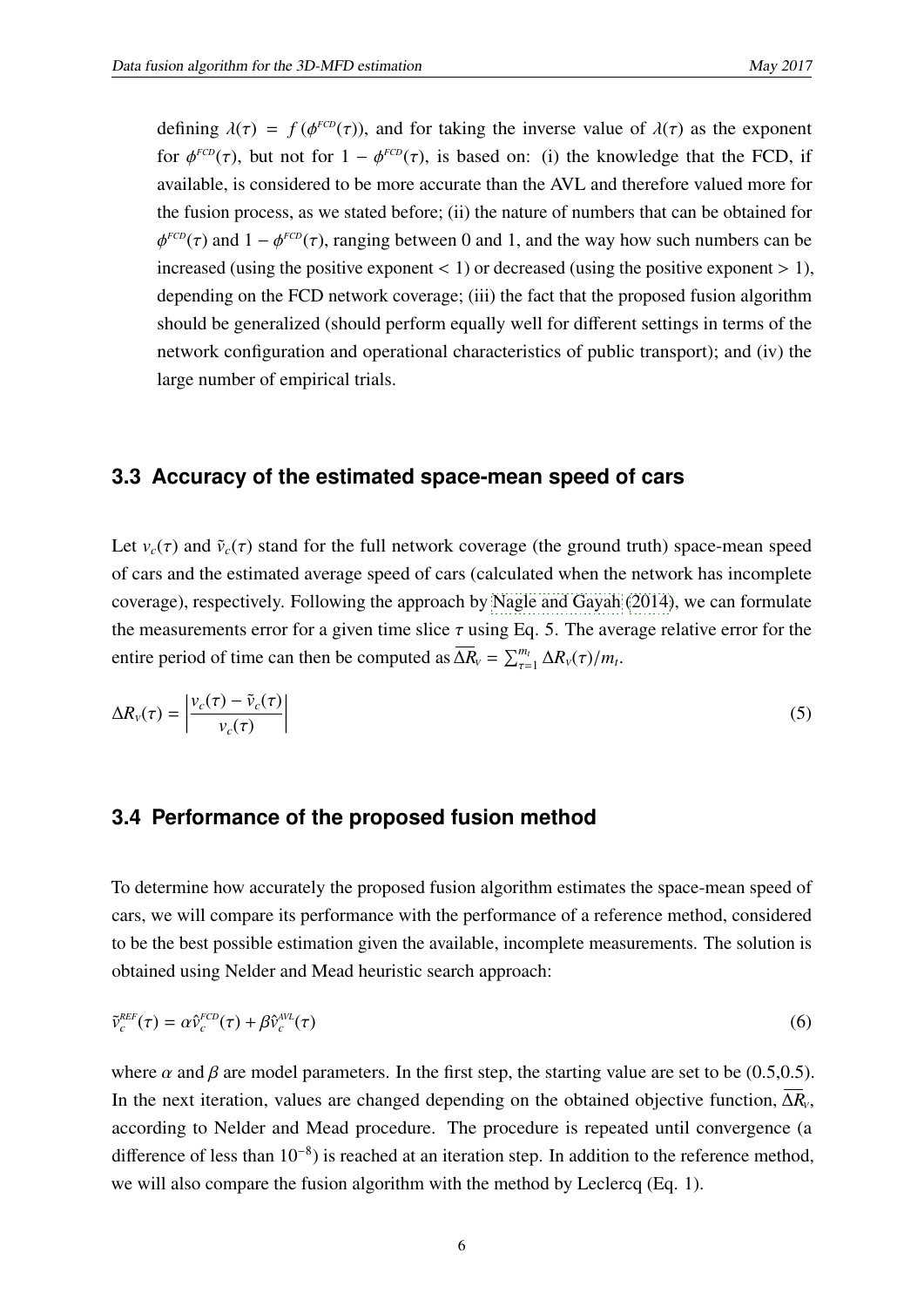defining $\lambda(\tau) = f(\phi^{FCD}(\tau))$, and for taking the inverse value of $\lambda(\tau)$ as the exponent for $\phi^{FCD}(\tau)$, but not for $1 - \phi^{FCD}(\tau)$, is based on: (i) the knowledge that the FCD, if available, is considered to be more accurate than the AVL and therefore valued more for the fusion process, as we stated before; (ii) the nature of numbers that can be obtained for $\phi^{FCD}(\tau)$ and $1 - \phi^{FCD}(\tau)$, ranging between 0 and 1, and the way how such numbers can be increased (using the positive exponent $< 1$) or decreased (using the positive exponent $> 1$), depending on the FCD network coverage; (iii) the fact that the proposed fusion algorithm should be generalized (should perform equally well for different settings in terms of the network configuration and operational characteristics of public transport); and (iv) the large number of empirical trials.

### 3.3 Accuracy of the estimated space-mean speed of cars

Let $v_c(\tau)$ and $\tilde{v}_c(\tau)$ stand for the full network coverage (the ground truth) space-mean speed of cars and the estimated average speed of cars (calculated when the network has incomplete coverage), respectively. Following the approach by Nagle and Gayah (2014), we can formulate the measurements error for a given time slice $\tau$ using Eq. 5. The average relative error for the entire period of time can then be computed as $\overline{\Delta R}_V = \sum_{\tau=1}^{m_t} \Delta R_V(\tau)/m_t$.

$$\Delta R_V(\tau) = \left| \frac{v_c(\tau) - \tilde{v}_c(\tau)}{v_c(\tau)} \right| \tag{5}$$

### 3.4 Performance of the proposed fusion method

To determine how accurately the proposed fusion algorithm estimates the space-mean speed of cars, we will compare its performance with the performance of a reference method, considered to be the best possible estimation given the available, incomplete measurements. The solution is obtained using Nelder and Mead heuristic search approach:

$$\tilde{v}_c^{REF}(\tau) = \alpha \hat{v}_c^{FCD}(\tau) + \beta \hat{v}_c^{AVL}(\tau) \tag{6}$$

where $\alpha$ and $\beta$ are model parameters. In the first step, the starting value are set to be (0.5,0.5). In the next iteration, values are changed depending on the obtained objective function, $\overline{\Delta R}_V$, according to Nelder and Mead procedure. The procedure is repeated until convergence (a difference of less than $10^{-8}$) is reached at an iteration step. In addition to the reference method, we will also compare the fusion algorithm with the method by Leclercq (Eq. 1).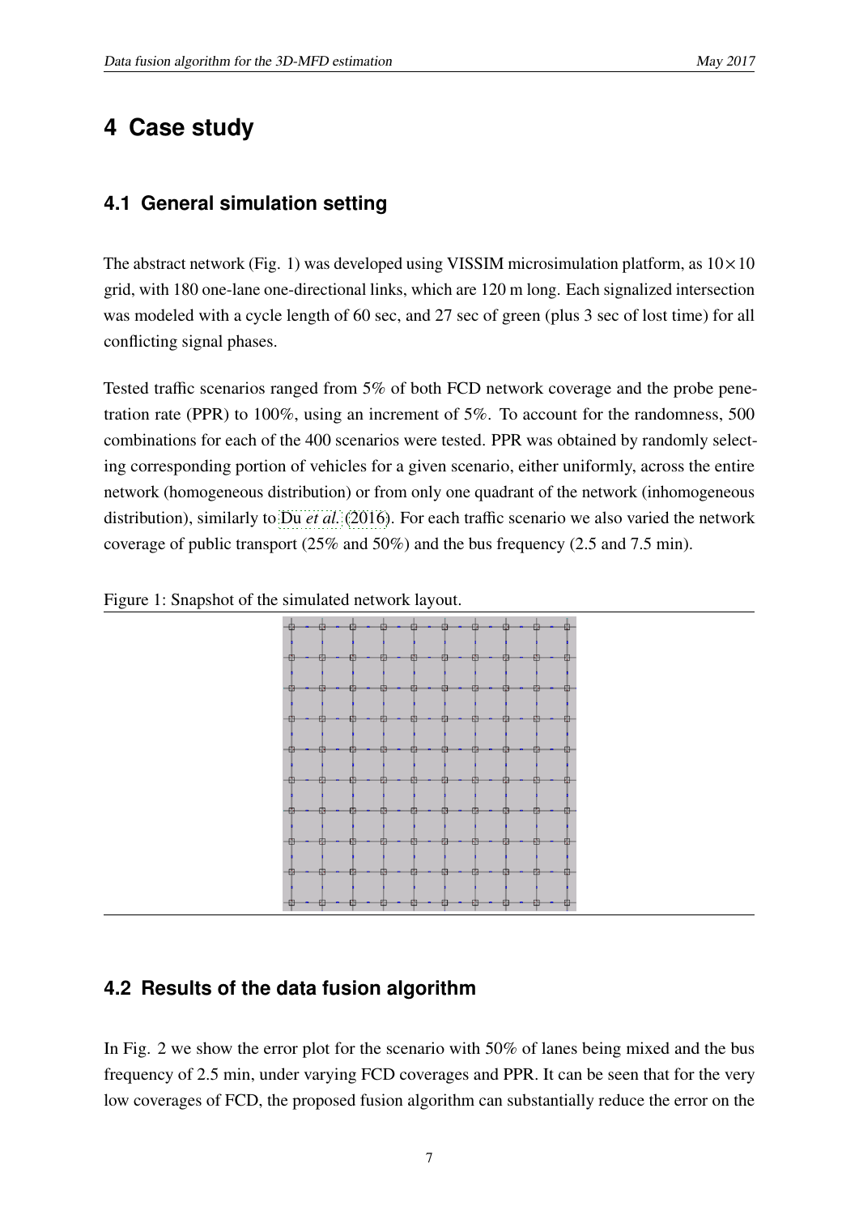# 4 Case study

## 4.1 General simulation setting

The abstract network (Fig. 1) was developed using VISSIM microsimulation platform, as $10\times10$ grid, with 180 one-lane one-directional links, which are 120 m long. Each signalized intersection was modeled with a cycle length of 60 sec, and 27 sec of green (plus 3 sec of lost time) for all conflicting signal phases.

Tested traffic scenarios ranged from 5% of both FCD network coverage and the probe penetration rate (PPR) to 100%, using an increment of 5%. To account for the randomness, 500 combinations for each of the 400 scenarios were tested. PPR was obtained by randomly selecting corresponding portion of vehicles for a given scenario, either uniformly, across the entire network (homogeneous distribution) or from only one quadrant of the network (inhomogeneous distribution), similarly to Du *et al.* (2016). For each traffic scenario we also varied the network coverage of public transport (25% and 50%) and the bus frequency (2.5 and 7.5 min).

Figure 1: Snapshot of the simulated network layout.

## 4.2 Results of the data fusion algorithm

In Fig. 2 we show the error plot for the scenario with 50% of lanes being mixed and the bus frequency of 2.5 min, under varying FCD coverages and PPR. It can be seen that for the very low coverages of FCD, the proposed fusion algorithm can substantially reduce the error on the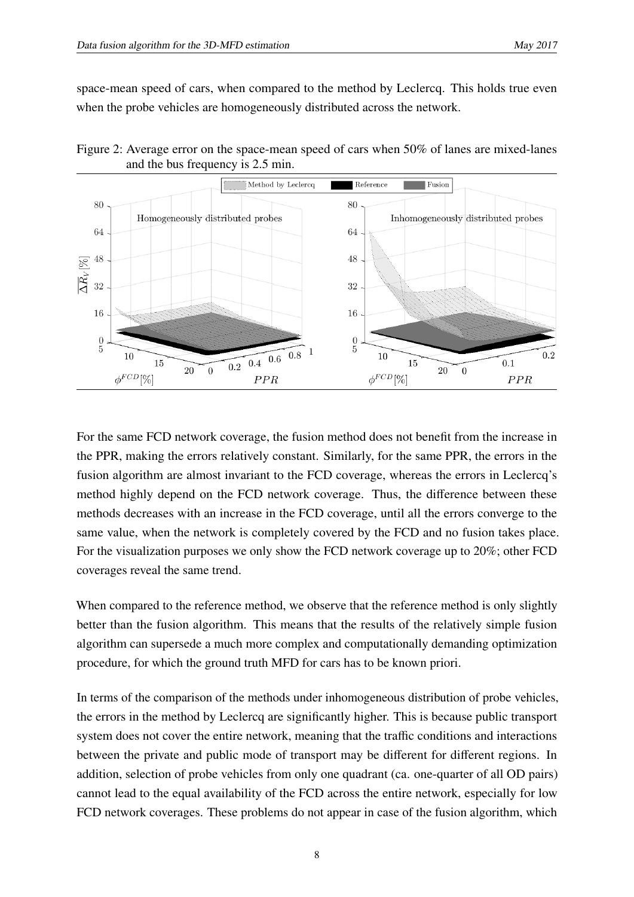space-mean speed of cars, when compared to the method by Leclercq. This holds true even when the probe vehicles are homogeneously distributed across the network.

Figure 2: Average error on the space-mean speed of cars when 50% of lanes are mixed-lanes and the bus frequency is 2.5 min.

For the same FCD network coverage, the fusion method does not benefit from the increase in the PPR, making the errors relatively constant. Similarly, for the same PPR, the errors in the fusion algorithm are almost invariant to the FCD coverage, whereas the errors in Leclercq's method highly depend on the FCD network coverage. Thus, the difference between these methods decreases with an increase in the FCD coverage, until all the errors converge to the same value, when the network is completely covered by the FCD and no fusion takes place. For the visualization purposes we only show the FCD network coverage up to 20%; other FCD coverages reveal the same trend.

When compared to the reference method, we observe that the reference method is only slightly better than the fusion algorithm. This means that the results of the relatively simple fusion algorithm can supersede a much more complex and computationally demanding optimization procedure, for which the ground truth MFD for cars has to be known priori.

In terms of the comparison of the methods under inhomogeneous distribution of probe vehicles, the errors in the method by Leclercq are significantly higher. This is because public transport system does not cover the entire network, meaning that the traffic conditions and interactions between the private and public mode of transport may be different for different regions. In addition, selection of probe vehicles from only one quadrant (ca. one-quarter of all OD pairs) cannot lead to the equal availability of the FCD across the entire network, especially for low FCD network coverages. These problems do not appear in case of the fusion algorithm, which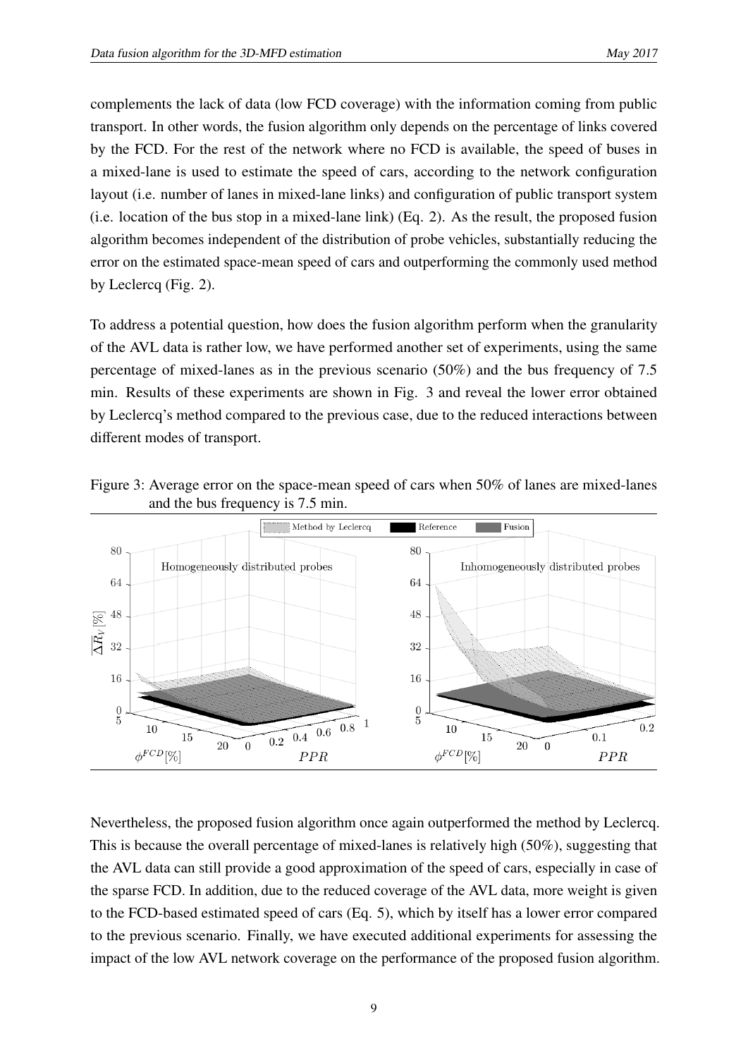complements the lack of data (low FCD coverage) with the information coming from public transport. In other words, the fusion algorithm only depends on the percentage of links covered by the FCD. For the rest of the network where no FCD is available, the speed of buses in a mixed-lane is used to estimate the speed of cars, according to the network configuration layout (i.e. number of lanes in mixed-lane links) and configuration of public transport system (i.e. location of the bus stop in a mixed-lane link) (Eq. 2). As the result, the proposed fusion algorithm becomes independent of the distribution of probe vehicles, substantially reducing the error on the estimated space-mean speed of cars and outperforming the commonly used method by Leclercq (Fig. 2).

To address a potential question, how does the fusion algorithm perform when the granularity of the AVL data is rather low, we have performed another set of experiments, using the same percentage of mixed-lanes as in the previous scenario (50%) and the bus frequency of 7.5 min. Results of these experiments are shown in Fig. 3 and reveal the lower error obtained by Leclercq's method compared to the previous case, due to the reduced interactions between different modes of transport.

Figure 3: Average error on the space-mean speed of cars when 50% of lanes are mixed-lanes and the bus frequency is 7.5 min.

Nevertheless, the proposed fusion algorithm once again outperformed the method by Leclercq. This is because the overall percentage of mixed-lanes is relatively high (50%), suggesting that the AVL data can still provide a good approximation of the speed of cars, especially in case of the sparse FCD. In addition, due to the reduced coverage of the AVL data, more weight is given to the FCD-based estimated speed of cars (Eq. 5), which by itself has a lower error compared to the previous scenario. Finally, we have executed additional experiments for assessing the impact of the low AVL network coverage on the performance of the proposed fusion algorithm.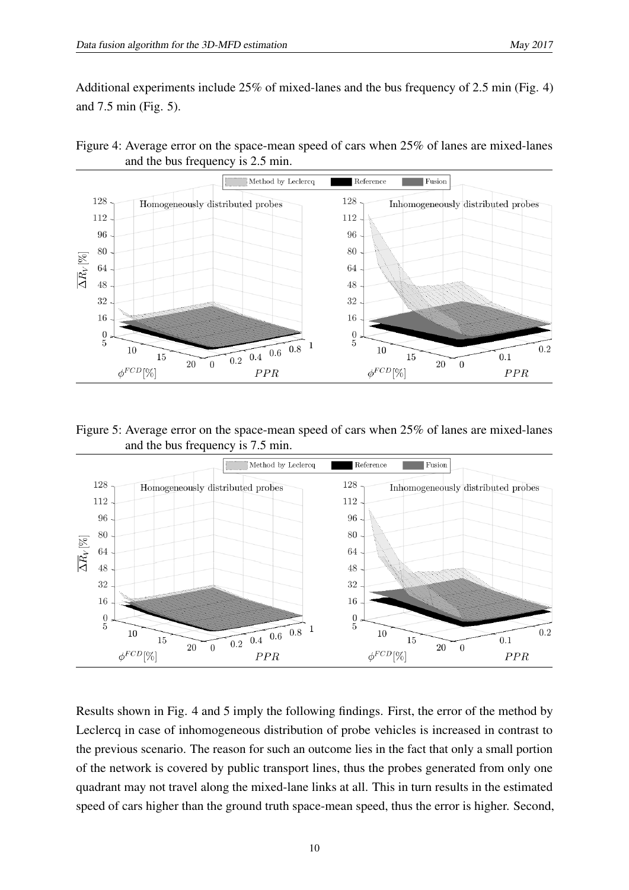Additional experiments include 25% of mixed-lanes and the bus frequency of 2.5 min (Fig. 4) and 7.5 min (Fig. 5).

Figure 4: Average error on the space-mean speed of cars when 25% of lanes are mixed-lanes and the bus frequency is 2.5 min.

Figure 5: Average error on the space-mean speed of cars when 25% of lanes are mixed-lanes and the bus frequency is 7.5 min.

Results shown in Fig. 4 and 5 imply the following findings. First, the error of the method by Leclercq in case of inhomogeneous distribution of probe vehicles is increased in contrast to the previous scenario. The reason for such an outcome lies in the fact that only a small portion of the network is covered by public transport lines, thus the probes generated from only one quadrant may not travel along the mixed-lane links at all. This in turn results in the estimated speed of cars higher than the ground truth space-mean speed, thus the error is higher. Second,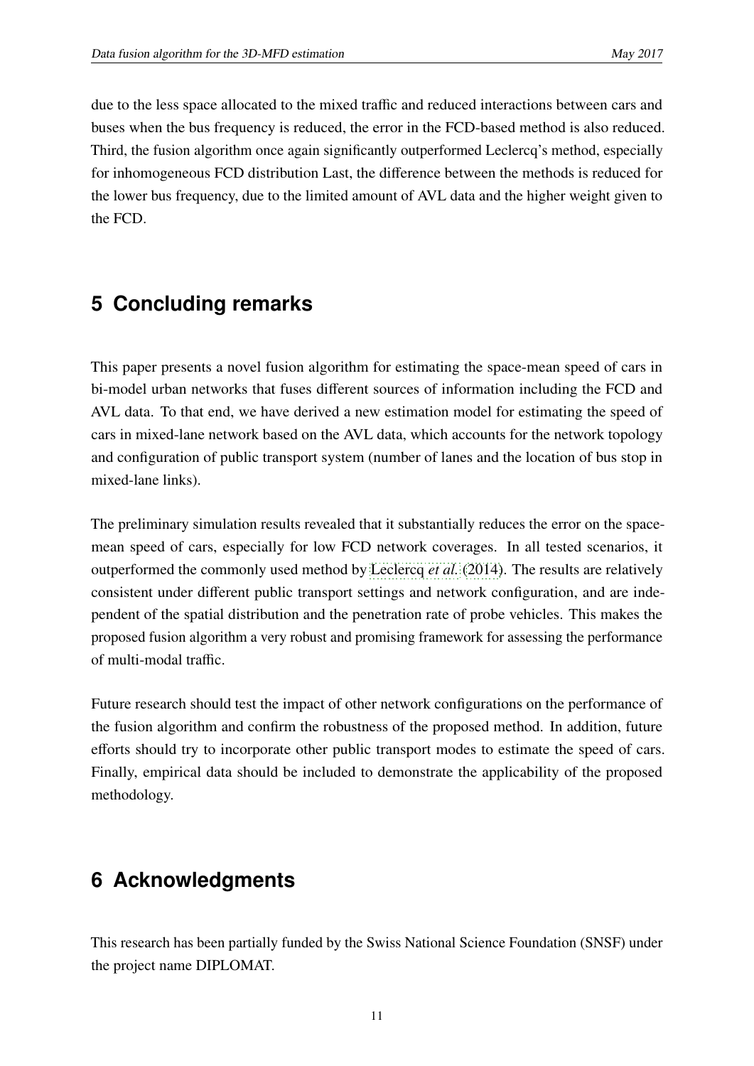due to the less space allocated to the mixed traffic and reduced interactions between cars and buses when the bus frequency is reduced, the error in the FCD-based method is also reduced. Third, the fusion algorithm once again significantly outperformed Leclercq's method, especially for inhomogeneous FCD distribution Last, the difference between the methods is reduced for the lower bus frequency, due to the limited amount of AVL data and the higher weight given to the FCD.

# 5 Concluding remarks

This paper presents a novel fusion algorithm for estimating the space-mean speed of cars in bi-model urban networks that fuses different sources of information including the FCD and AVL data. To that end, we have derived a new estimation model for estimating the speed of cars in mixed-lane network based on the AVL data, which accounts for the network topology and configuration of public transport system (number of lanes and the location of bus stop in mixed-lane links).

The preliminary simulation results revealed that it substantially reduces the error on the space-mean speed of cars, especially for low FCD network coverages. In all tested scenarios, it outperformed the commonly used method by Leclercq *et al.* (2014). The results are relatively consistent under different public transport settings and network configuration, and are independent of the spatial distribution and the penetration rate of probe vehicles. This makes the proposed fusion algorithm a very robust and promising framework for assessing the performance of multi-modal traffic.

Future research should test the impact of other network configurations on the performance of the fusion algorithm and confirm the robustness of the proposed method. In addition, future efforts should try to incorporate other public transport modes to estimate the speed of cars. Finally, empirical data should be included to demonstrate the applicability of the proposed methodology.

# 6 Acknowledgments

This research has been partially funded by the Swiss National Science Foundation (SNSF) under the project name DIPLOMAT.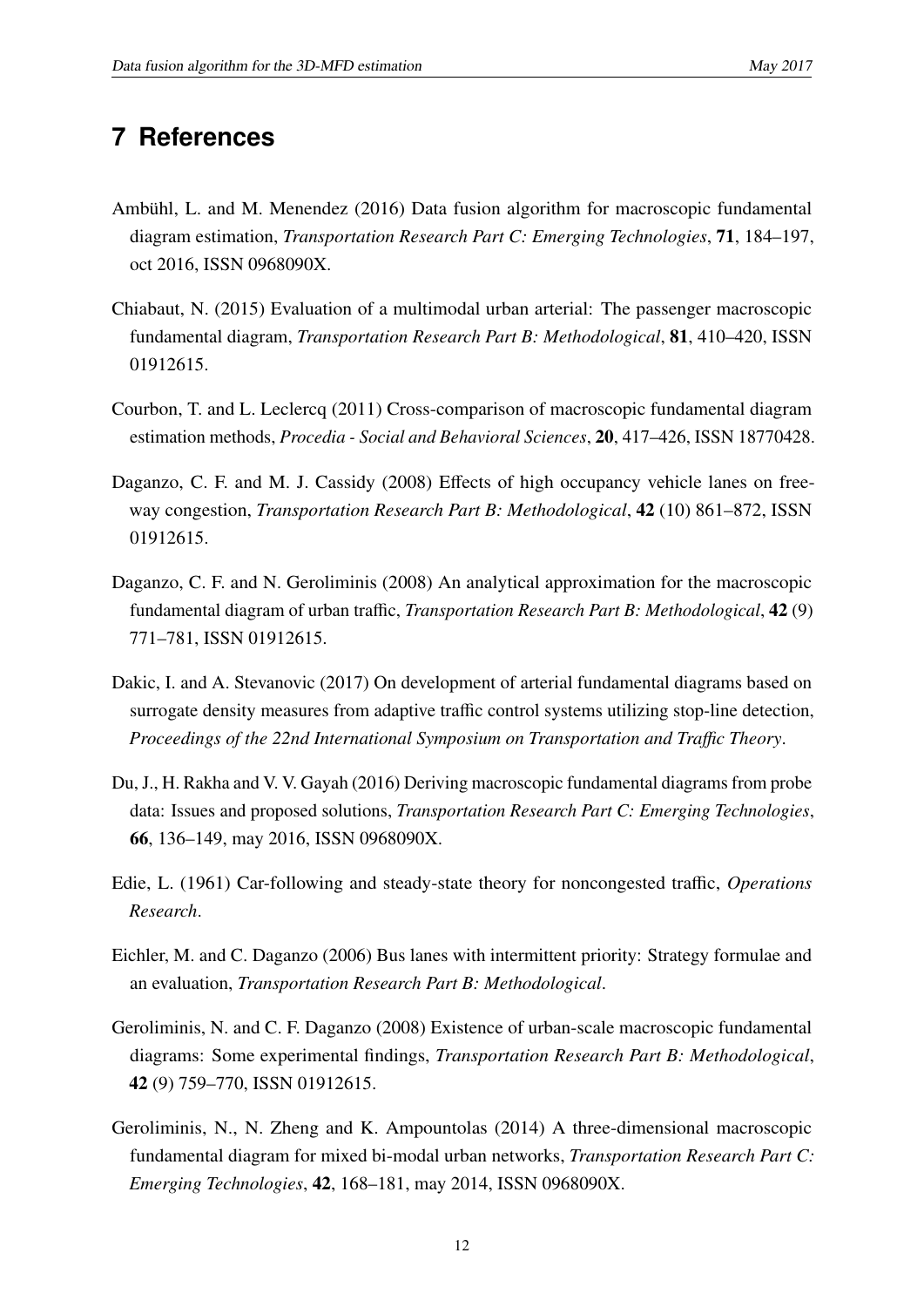# 7 References

Ambühl, L. and M. Menendez (2016) Data fusion algorithm for macroscopic fundamental diagram estimation, *Transportation Research Part C: Emerging Technologies*, **71**, 184–197, oct 2016, ISSN 0968090X.

Chiabaut, N. (2015) Evaluation of a multimodal urban arterial: The passenger macroscopic fundamental diagram, *Transportation Research Part B: Methodological*, **81**, 410–420, ISSN 01912615.

Courbon, T. and L. Leclercq (2011) Cross-comparison of macroscopic fundamental diagram estimation methods, *Procedia - Social and Behavioral Sciences*, **20**, 417–426, ISSN 18770428.

Daganzo, C. F. and M. J. Cassidy (2008) Effects of high occupancy vehicle lanes on freeway congestion, *Transportation Research Part B: Methodological*, **42** (10) 861–872, ISSN 01912615.

Daganzo, C. F. and N. Geroliminis (2008) An analytical approximation for the macroscopic fundamental diagram of urban traffic, *Transportation Research Part B: Methodological*, **42** (9) 771–781, ISSN 01912615.

Dakic, I. and A. Stevanovic (2017) On development of arterial fundamental diagrams based on surrogate density measures from adaptive traffic control systems utilizing stop-line detection, *Proceedings of the 22nd International Symposium on Transportation and Traffic Theory*.

Du, J., H. Rakha and V. V. Gayah (2016) Deriving macroscopic fundamental diagrams from probe data: Issues and proposed solutions, *Transportation Research Part C: Emerging Technologies*, **66**, 136–149, may 2016, ISSN 0968090X.

Edie, L. (1961) Car-following and steady-state theory for noncongested traffic, *Operations Research*.

Eichler, M. and C. Daganzo (2006) Bus lanes with intermittent priority: Strategy formulae and an evaluation, *Transportation Research Part B: Methodological*.

Geroliminis, N. and C. F. Daganzo (2008) Existence of urban-scale macroscopic fundamental diagrams: Some experimental findings, *Transportation Research Part B: Methodological*, **42** (9) 759–770, ISSN 01912615.

Geroliminis, N., N. Zheng and K. Ampountolas (2014) A three-dimensional macroscopic fundamental diagram for mixed bi-modal urban networks, *Transportation Research Part C: Emerging Technologies*, **42**, 168–181, may 2014, ISSN 0968090X.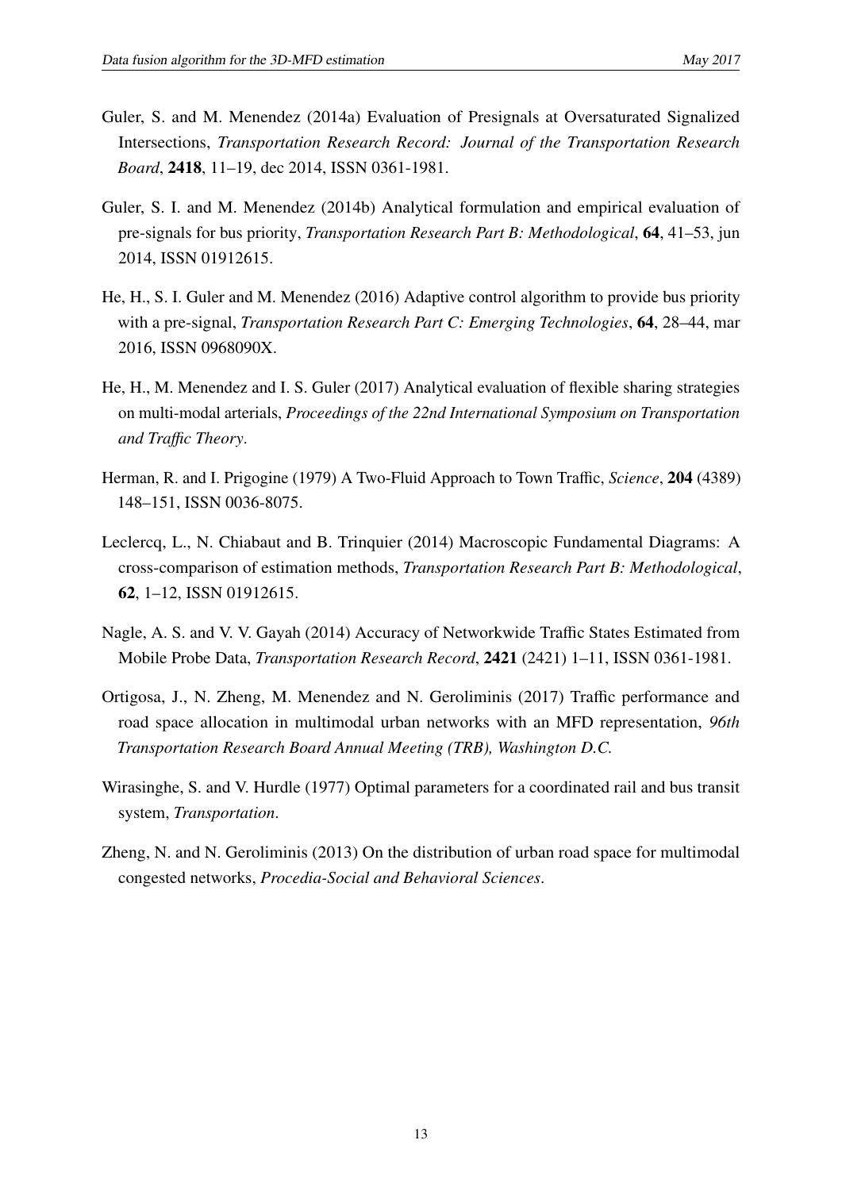Guler, S. and M. Menendez (2014a) Evaluation of Presignals at Oversaturated Signalized Intersections, *Transportation Research Record: Journal of the Transportation Research Board*, **2418**, 11–19, dec 2014, ISSN 0361-1981.

Guler, S. I. and M. Menendez (2014b) Analytical formulation and empirical evaluation of pre-signals for bus priority, *Transportation Research Part B: Methodological*, **64**, 41–53, jun 2014, ISSN 01912615.

He, H., S. I. Guler and M. Menendez (2016) Adaptive control algorithm to provide bus priority with a pre-signal, *Transportation Research Part C: Emerging Technologies*, **64**, 28–44, mar 2016, ISSN 0968090X.

He, H., M. Menendez and I. S. Guler (2017) Analytical evaluation of flexible sharing strategies on multi-modal arterials, *Proceedings of the 22nd International Symposium on Transportation and Traffic Theory*.

Herman, R. and I. Prigogine (1979) A Two-Fluid Approach to Town Traffic, *Science*, **204** (4389) 148–151, ISSN 0036-8075.

Leclercq, L., N. Chiabaut and B. Trinquier (2014) Macroscopic Fundamental Diagrams: A cross-comparison of estimation methods, *Transportation Research Part B: Methodological*, **62**, 1–12, ISSN 01912615.

Nagle, A. S. and V. V. Gayah (2014) Accuracy of Networkwide Traffic States Estimated from Mobile Probe Data, *Transportation Research Record*, **2421** (2421) 1–11, ISSN 0361-1981.

Ortigosa, J., N. Zheng, M. Menendez and N. Geroliminis (2017) Traffic performance and road space allocation in multimodal urban networks with an MFD representation, *96th Transportation Research Board Annual Meeting (TRB), Washington D.C.*

Wirasinghe, S. and V. Hurdle (1977) Optimal parameters for a coordinated rail and bus transit system, *Transportation*.

Zheng, N. and N. Geroliminis (2013) On the distribution of urban road space for multimodal congested networks, *Procedia-Social and Behavioral Sciences*.